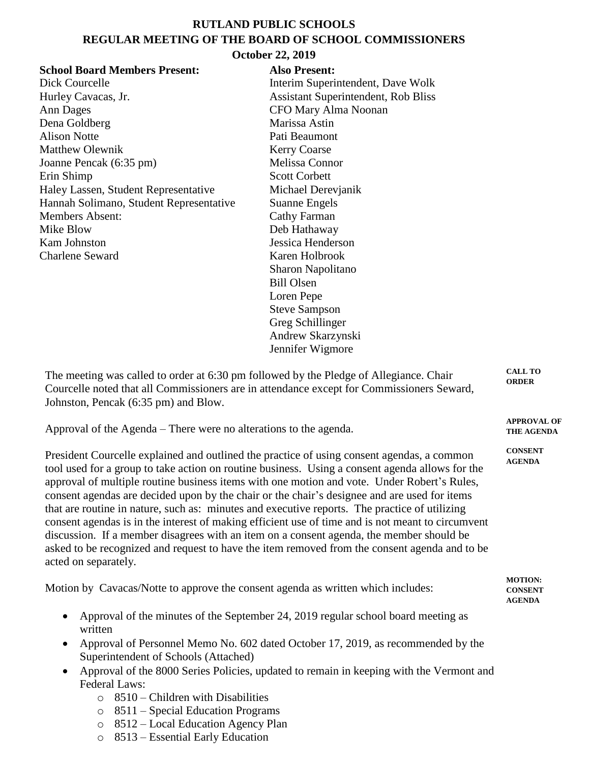# RUTLAND PUBLIC SCHOOLS
## REGULAR MEETING OF THE BOARD OF SCHOOL COMMISSIONERS
### October 22, 2019

**School Board Members Present:**
Dick Courcelle
Hurley Cavacas, Jr.
Ann Dages
Dena Goldberg
Alison Notte
Matthew Olewnik
Joanne Pencak (6:35 pm)
Erin Shimp
Haley Lassen, Student Representative
Hannah Solimano, Student Representative
Members Absent:
Mike Blow
Kam Johnston
Charlene Seward

**Also Present:**
Interim Superintendent, Dave Wolk
Assistant Superintendent, Rob Bliss
CFO Mary Alma Noonan
Marissa Astin
Pati Beaumont
Kerry Coarse
Melissa Connor
Scott Corbett
Michael Derevjanik
Suanne Engels
Cathy Farman
Deb Hathaway
Jessica Henderson
Karen Holbrook
Sharon Napolitano
Bill Olsen
Loren Pepe
Steve Sampson
Greg Schillinger
Andrew Skarzynski
Jennifer Wigmore

**CALL TO ORDER**

The meeting was called to order at 6:30 pm followed by the Pledge of Allegiance. Chair Courcelle noted that all Commissioners are in attendance except for Commissioners Seward, Johnston, Pencak (6:35 pm) and Blow.

**APPROVAL OF THE AGENDA**

Approval of the Agenda – There were no alterations to the agenda.

**CONSENT AGENDA**

President Courcelle explained and outlined the practice of using consent agendas, a common tool used for a group to take action on routine business. Using a consent agenda allows for the approval of multiple routine business items with one motion and vote. Under Robert's Rules, consent agendas are decided upon by the chair or the chair's designee and are used for items that are routine in nature, such as: minutes and executive reports. The practice of utilizing consent agendas is in the interest of making efficient use of time and is not meant to circumvent discussion. If a member disagrees with an item on a consent agenda, the member should be asked to be recognized and request to have the item removed from the consent agenda and to be acted on separately.

**MOTION: CONSENT AGENDA**

Motion by Cavacas/Notte to approve the consent agenda as written which includes:

- Approval of the minutes of the September 24, 2019 regular school board meeting as written
- Approval of Personnel Memo No. 602 dated October 17, 2019, as recommended by the Superintendent of Schools (Attached)
- Approval of the 8000 Series Policies, updated to remain in keeping with the Vermont and Federal Laws:
  - 8510 – Children with Disabilities
  - 8511 – Special Education Programs
  - 8512 – Local Education Agency Plan
  - 8513 – Essential Early Education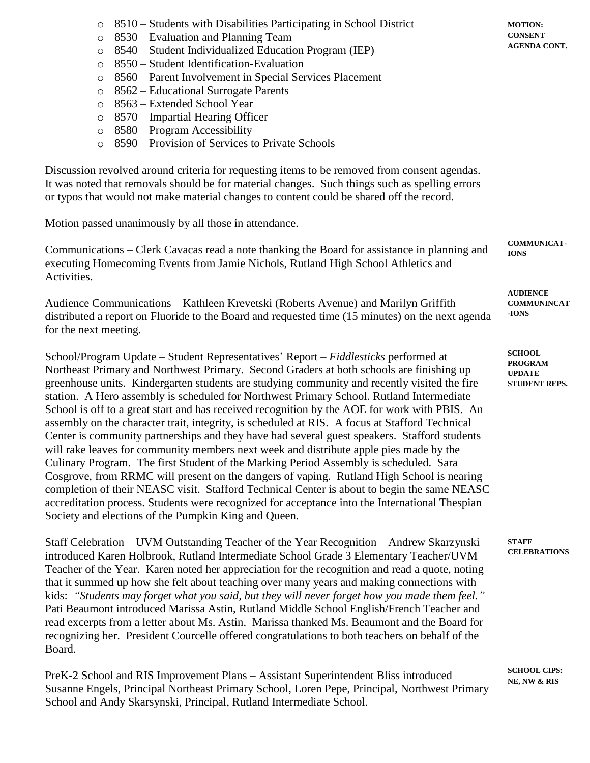- 8510 – Students with Disabilities Participating in School District
- 8530 – Evaluation and Planning Team
- 8540 – Student Individualized Education Program (IEP)
- 8550 – Student Identification-Evaluation
- 8560 – Parent Involvement in Special Services Placement
- 8562 – Educational Surrogate Parents
- 8563 – Extended School Year
- 8570 – Impartial Hearing Officer
- 8580 – Program Accessibility
- 8590 – Provision of Services to Private Schools

**MOTION: CONSENT AGENDA CONT.**

Discussion revolved around criteria for requesting items to be removed from consent agendas. It was noted that removals should be for material changes. Such things such as spelling errors or typos that would not make material changes to content could be shared off the record.

Motion passed unanimously by all those in attendance.

**COMMUNICAT-IONS**

Communications – Clerk Cavacas read a note thanking the Board for assistance in planning and executing Homecoming Events from Jamie Nichols, Rutland High School Athletics and Activities.

**AUDIENCE COMMUNINCAT-IONS**

Audience Communications – Kathleen Krevetski (Roberts Avenue) and Marilyn Griffith distributed a report on Fluoride to the Board and requested time (15 minutes) on the next agenda for the next meeting.

**SCHOOL PROGRAM UPDATE – STUDENT REPS.**

School/Program Update – Student Representatives' Report – *Fiddlesticks* performed at Northeast Primary and Northwest Primary. Second Graders at both schools are finishing up greenhouse units. Kindergarten students are studying community and recently visited the fire station. A Hero assembly is scheduled for Northwest Primary School. Rutland Intermediate School is off to a great start and has received recognition by the AOE for work with PBIS. An assembly on the character trait, integrity, is scheduled at RIS. A focus at Stafford Technical Center is community partnerships and they have had several guest speakers. Stafford students will rake leaves for community members next week and distribute apple pies made by the Culinary Program. The first Student of the Marking Period Assembly is scheduled. Sara Cosgrove, from RRMC will present on the dangers of vaping. Rutland High School is nearing completion of their NEASC visit. Stafford Technical Center is about to begin the same NEASC accreditation process. Students were recognized for acceptance into the International Thespian Society and elections of the Pumpkin King and Queen.

**STAFF CELEBRATIONS**

Staff Celebration – UVM Outstanding Teacher of the Year Recognition – Andrew Skarzynski introduced Karen Holbrook, Rutland Intermediate School Grade 3 Elementary Teacher/UVM Teacher of the Year. Karen noted her appreciation for the recognition and read a quote, noting that it summed up how she felt about teaching over many years and making connections with kids: *"Students may forget what you said, but they will never forget how you made them feel."* Pati Beaumont introduced Marissa Astin, Rutland Middle School English/French Teacher and read excerpts from a letter about Ms. Astin. Marissa thanked Ms. Beaumont and the Board for recognizing her. President Courcelle offered congratulations to both teachers on behalf of the Board.

**SCHOOL CIPS: NE, NW & RIS**

PreK-2 School and RIS Improvement Plans – Assistant Superintendent Bliss introduced Susanne Engels, Principal Northeast Primary School, Loren Pepe, Principal, Northwest Primary School and Andy Skarsynski, Principal, Rutland Intermediate School.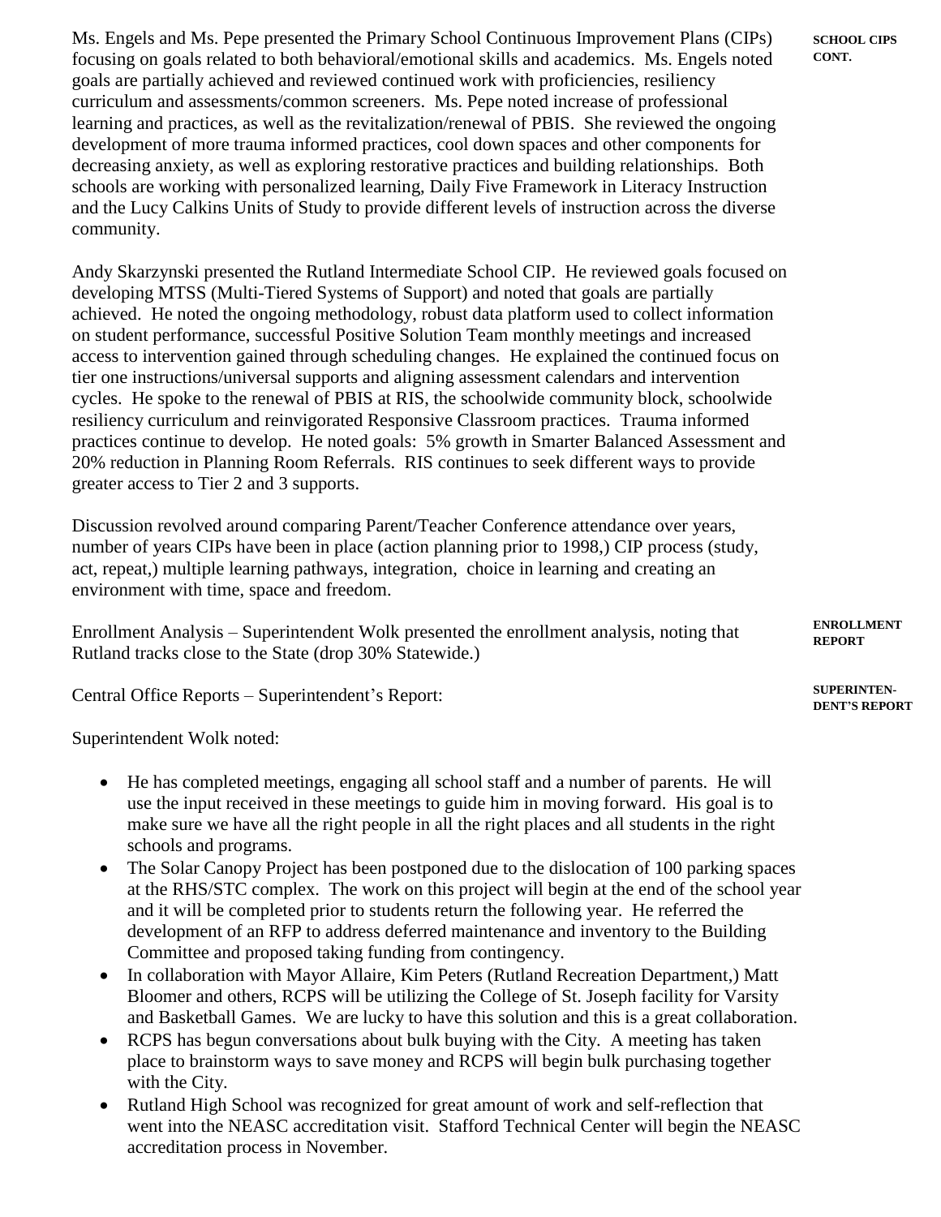**SCHOOL CIPS CONT.**

Ms. Engels and Ms. Pepe presented the Primary School Continuous Improvement Plans (CIPs) focusing on goals related to both behavioral/emotional skills and academics. Ms. Engels noted goals are partially achieved and reviewed continued work with proficiencies, resiliency curriculum and assessments/common screeners. Ms. Pepe noted increase of professional learning and practices, as well as the revitalization/renewal of PBIS. She reviewed the ongoing development of more trauma informed practices, cool down spaces and other components for decreasing anxiety, as well as exploring restorative practices and building relationships. Both schools are working with personalized learning, Daily Five Framework in Literacy Instruction and the Lucy Calkins Units of Study to provide different levels of instruction across the diverse community.

Andy Skarzynski presented the Rutland Intermediate School CIP. He reviewed goals focused on developing MTSS (Multi-Tiered Systems of Support) and noted that goals are partially achieved. He noted the ongoing methodology, robust data platform used to collect information on student performance, successful Positive Solution Team monthly meetings and increased access to intervention gained through scheduling changes. He explained the continued focus on tier one instructions/universal supports and aligning assessment calendars and intervention cycles. He spoke to the renewal of PBIS at RIS, the schoolwide community block, schoolwide resiliency curriculum and reinvigorated Responsive Classroom practices. Trauma informed practices continue to develop. He noted goals: 5% growth in Smarter Balanced Assessment and 20% reduction in Planning Room Referrals. RIS continues to seek different ways to provide greater access to Tier 2 and 3 supports.

Discussion revolved around comparing Parent/Teacher Conference attendance over years, number of years CIPs have been in place (action planning prior to 1998,) CIP process (study, act, repeat,) multiple learning pathways, integration, choice in learning and creating an environment with time, space and freedom.

**ENROLLMENT REPORT**

Enrollment Analysis – Superintendent Wolk presented the enrollment analysis, noting that Rutland tracks close to the State (drop 30% Statewide.)

**SUPERINTENDENT'S REPORT**

Central Office Reports – Superintendent's Report:

Superintendent Wolk noted:

- He has completed meetings, engaging all school staff and a number of parents. He will use the input received in these meetings to guide him in moving forward. His goal is to make sure we have all the right people in all the right places and all students in the right schools and programs.
- The Solar Canopy Project has been postponed due to the dislocation of 100 parking spaces at the RHS/STC complex. The work on this project will begin at the end of the school year and it will be completed prior to students return the following year. He referred the development of an RFP to address deferred maintenance and inventory to the Building Committee and proposed taking funding from contingency.
- In collaboration with Mayor Allaire, Kim Peters (Rutland Recreation Department,) Matt Bloomer and others, RCPS will be utilizing the College of St. Joseph facility for Varsity and Basketball Games. We are lucky to have this solution and this is a great collaboration.
- RCPS has begun conversations about bulk buying with the City. A meeting has taken place to brainstorm ways to save money and RCPS will begin bulk purchasing together with the City.
- Rutland High School was recognized for great amount of work and self-reflection that went into the NEASC accreditation visit. Stafford Technical Center will begin the NEASC accreditation process in November.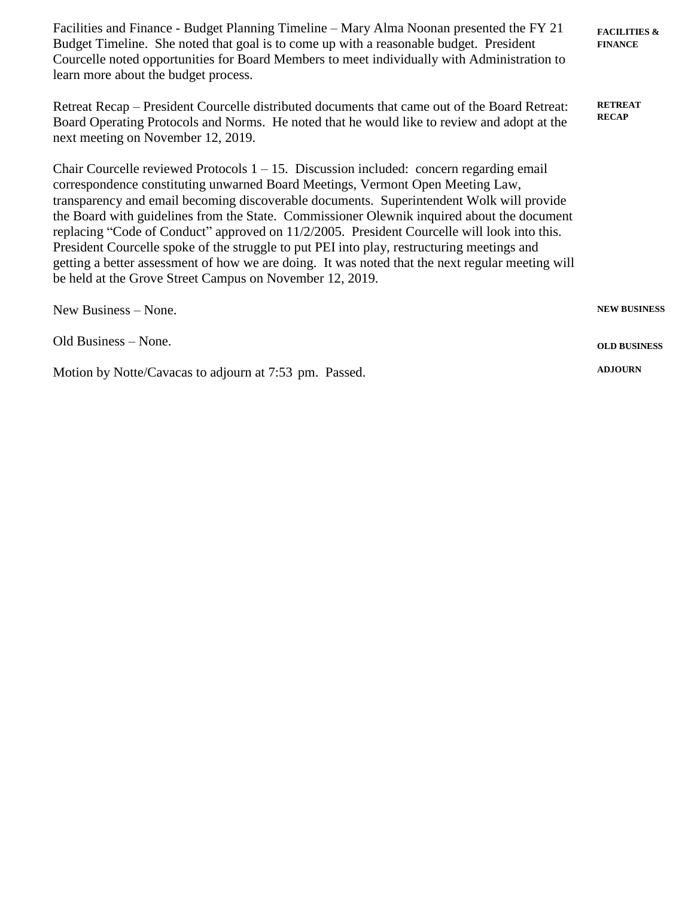Facilities and Finance - Budget Planning Timeline – Mary Alma Noonan presented the FY 21 Budget Timeline. She noted that goal is to come up with a reasonable budget. President Courcelle noted opportunities for Board Members to meet individually with Administration to learn more about the budget process.

**FACILITIES & FINANCE**

Retreat Recap – President Courcelle distributed documents that came out of the Board Retreat: Board Operating Protocols and Norms. He noted that he would like to review and adopt at the next meeting on November 12, 2019.

**RETREAT RECAP**

Chair Courcelle reviewed Protocols 1 – 15. Discussion included: concern regarding email correspondence constituting unwarned Board Meetings, Vermont Open Meeting Law, transparency and email becoming discoverable documents. Superintendent Wolk will provide the Board with guidelines from the State. Commissioner Olewnik inquired about the document replacing "Code of Conduct" approved on 11/2/2005. President Courcelle will look into this. President Courcelle spoke of the struggle to put PEI into play, restructuring meetings and getting a better assessment of how we are doing. It was noted that the next regular meeting will be held at the Grove Street Campus on November 12, 2019.

New Business – None.

**NEW BUSINESS**

Old Business – None.

**OLD BUSINESS**

Motion by Notte/Cavacas to adjourn at 7:53 pm. Passed.

**ADJOURN**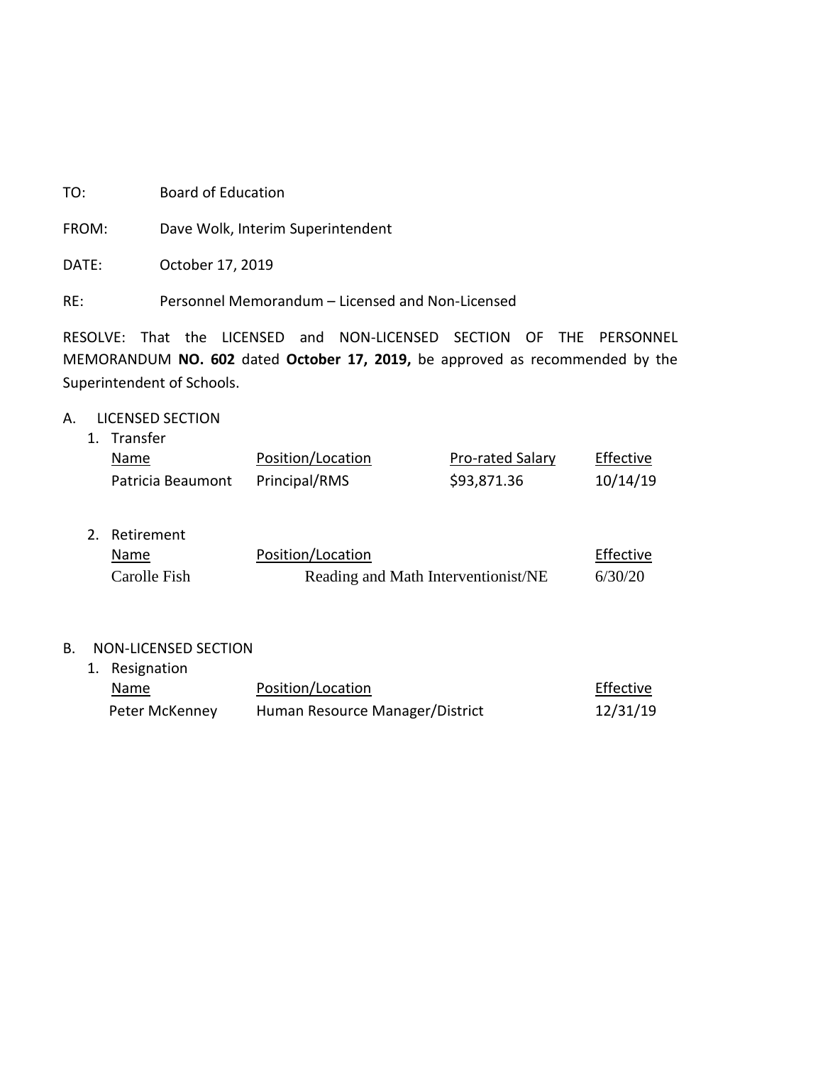TO: Board of Education

FROM: Dave Wolk, Interim Superintendent

DATE: October 17, 2019

RE: Personnel Memorandum – Licensed and Non-Licensed

RESOLVE: That the LICENSED and NON-LICENSED SECTION OF THE PERSONNEL MEMORANDUM **NO. 602** dated **October 17, 2019,** be approved as recommended by the Superintendent of Schools.

A. LICENSED SECTION

1. Transfer

| Name | Position/Location | Pro-rated Salary | Effective |
|---|---|---|---|
| Patricia Beaumont | Principal/RMS | $93,871.36 | 10/14/19 |

2. Retirement

| Name | Position/Location | Effective |
|---|---|---|
| Carolle Fish | Reading and Math Interventionist/NE | 6/30/20 |

B. NON-LICENSED SECTION

1. Resignation

| Name | Position/Location | Effective |
|---|---|---|
| Peter McKenney | Human Resource Manager/District | 12/31/19 |